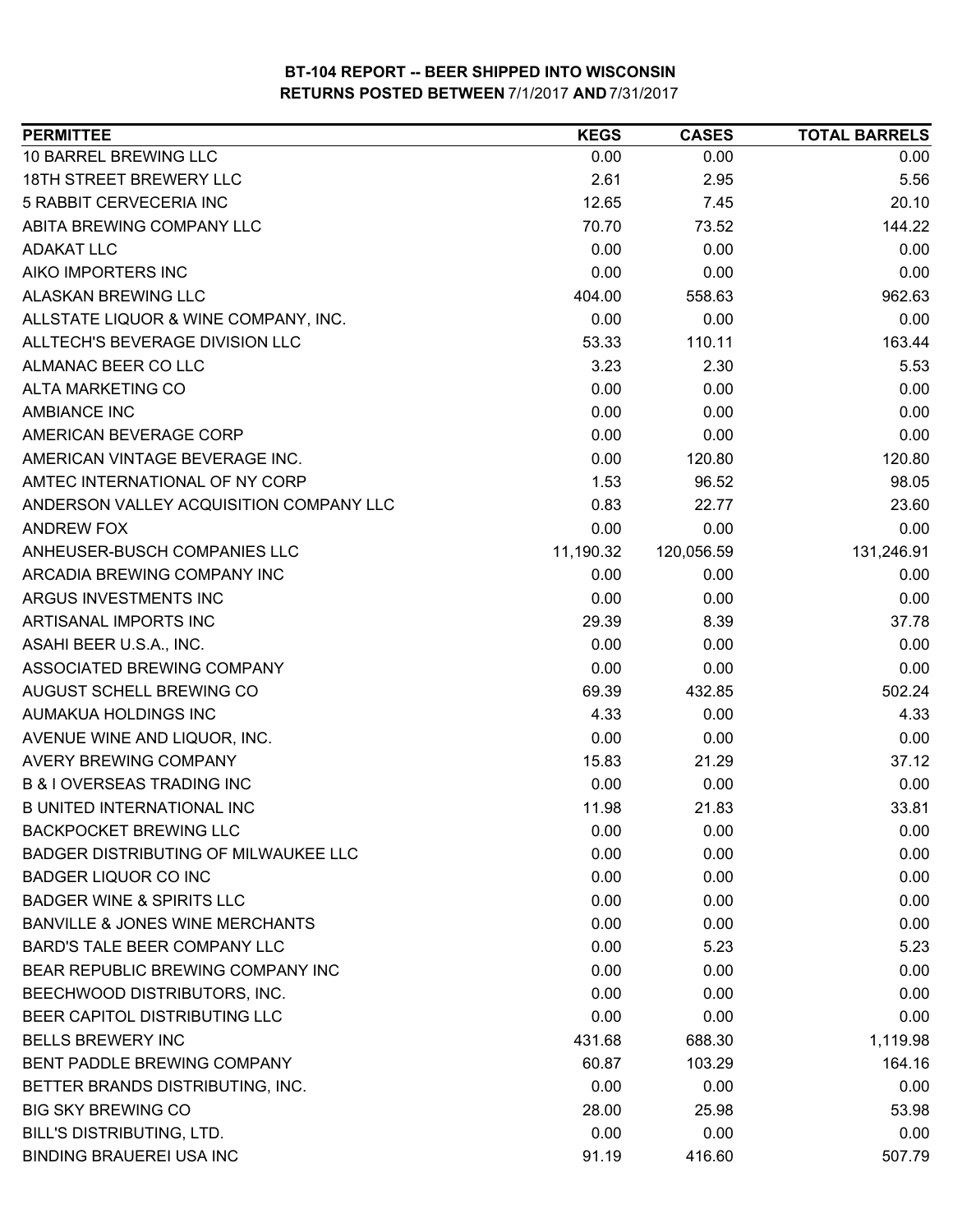# BT-104 REPORT -- BEER SHIPPED INTO WISCONSIN
## RETURNS POSTED BETWEEN 7/1/2017 AND 7/31/2017

| PERMITTEE | KEGS | CASES | TOTAL BARRELS |
|---|---|---|---|
| 10 BARREL BREWING LLC | 0.00 | 0.00 | 0.00 |
| 18TH STREET BREWERY LLC | 2.61 | 2.95 | 5.56 |
| 5 RABBIT CERVECERIA INC | 12.65 | 7.45 | 20.10 |
| ABITA BREWING COMPANY LLC | 70.70 | 73.52 | 144.22 |
| ADAKAT LLC | 0.00 | 0.00 | 0.00 |
| AIKO IMPORTERS INC | 0.00 | 0.00 | 0.00 |
| ALASKAN BREWING LLC | 404.00 | 558.63 | 962.63 |
| ALLSTATE LIQUOR & WINE COMPANY, INC. | 0.00 | 0.00 | 0.00 |
| ALLTECH'S BEVERAGE DIVISION LLC | 53.33 | 110.11 | 163.44 |
| ALMANAC BEER CO LLC | 3.23 | 2.30 | 5.53 |
| ALTA MARKETING CO | 0.00 | 0.00 | 0.00 |
| AMBIANCE INC | 0.00 | 0.00 | 0.00 |
| AMERICAN BEVERAGE CORP | 0.00 | 0.00 | 0.00 |
| AMERICAN VINTAGE BEVERAGE INC. | 0.00 | 120.80 | 120.80 |
| AMTEC INTERNATIONAL OF NY CORP | 1.53 | 96.52 | 98.05 |
| ANDERSON VALLEY ACQUISITION COMPANY LLC | 0.83 | 22.77 | 23.60 |
| ANDREW FOX | 0.00 | 0.00 | 0.00 |
| ANHEUSER-BUSCH COMPANIES LLC | 11,190.32 | 120,056.59 | 131,246.91 |
| ARCADIA BREWING COMPANY INC | 0.00 | 0.00 | 0.00 |
| ARGUS INVESTMENTS INC | 0.00 | 0.00 | 0.00 |
| ARTISANAL IMPORTS INC | 29.39 | 8.39 | 37.78 |
| ASAHI BEER U.S.A., INC. | 0.00 | 0.00 | 0.00 |
| ASSOCIATED BREWING COMPANY | 0.00 | 0.00 | 0.00 |
| AUGUST SCHELL BREWING CO | 69.39 | 432.85 | 502.24 |
| AUMAKUA HOLDINGS INC | 4.33 | 0.00 | 4.33 |
| AVENUE WINE AND LIQUOR, INC. | 0.00 | 0.00 | 0.00 |
| AVERY BREWING COMPANY | 15.83 | 21.29 | 37.12 |
| B & I OVERSEAS TRADING INC | 0.00 | 0.00 | 0.00 |
| B UNITED INTERNATIONAL INC | 11.98 | 21.83 | 33.81 |
| BACKPOCKET BREWING LLC | 0.00 | 0.00 | 0.00 |
| BADGER DISTRIBUTING OF MILWAUKEE LLC | 0.00 | 0.00 | 0.00 |
| BADGER LIQUOR CO INC | 0.00 | 0.00 | 0.00 |
| BADGER WINE & SPIRITS LLC | 0.00 | 0.00 | 0.00 |
| BANVILLE & JONES WINE MERCHANTS | 0.00 | 0.00 | 0.00 |
| BARD'S TALE BEER COMPANY LLC | 0.00 | 5.23 | 5.23 |
| BEAR REPUBLIC BREWING COMPANY INC | 0.00 | 0.00 | 0.00 |
| BEECHWOOD DISTRIBUTORS, INC. | 0.00 | 0.00 | 0.00 |
| BEER CAPITOL DISTRIBUTING LLC | 0.00 | 0.00 | 0.00 |
| BELLS BREWERY INC | 431.68 | 688.30 | 1,119.98 |
| BENT PADDLE BREWING COMPANY | 60.87 | 103.29 | 164.16 |
| BETTER BRANDS DISTRIBUTING, INC. | 0.00 | 0.00 | 0.00 |
| BIG SKY BREWING CO | 28.00 | 25.98 | 53.98 |
| BILL'S DISTRIBUTING, LTD. | 0.00 | 0.00 | 0.00 |
| BINDING BRAUEREI USA INC | 91.19 | 416.60 | 507.79 |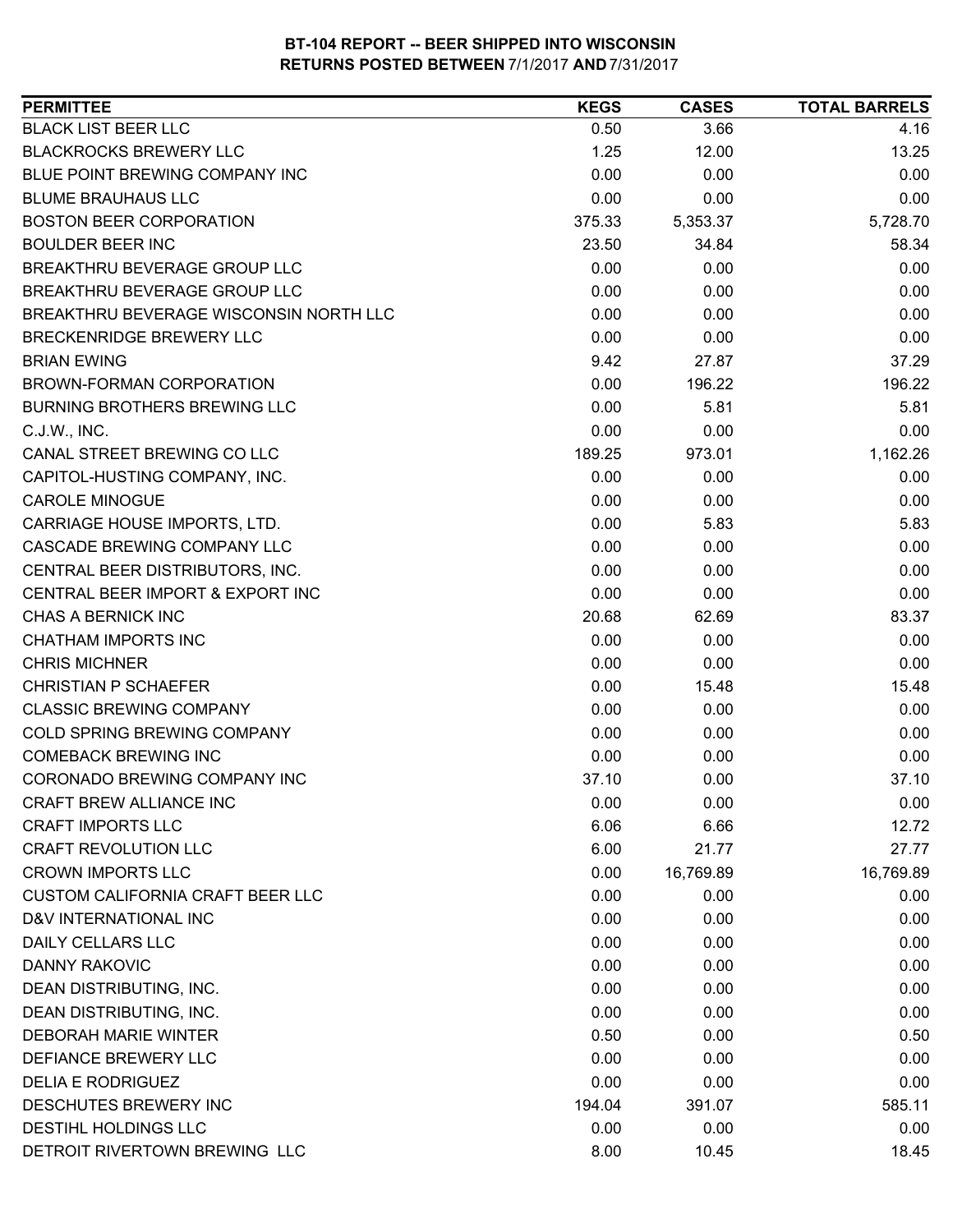# BT-104 REPORT -- BEER SHIPPED INTO WISCONSIN

## RETURNS POSTED BETWEEN 7/1/2017 AND 7/31/2017

| PERMITTEE | KEGS | CASES | TOTAL BARRELS |
|---|---|---|---|
| BLACK LIST BEER LLC | 0.50 | 3.66 | 4.16 |
| BLACKROCKS BREWERY LLC | 1.25 | 12.00 | 13.25 |
| BLUE POINT BREWING COMPANY INC | 0.00 | 0.00 | 0.00 |
| BLUME BRAUHAUS LLC | 0.00 | 0.00 | 0.00 |
| BOSTON BEER CORPORATION | 375.33 | 5,353.37 | 5,728.70 |
| BOULDER BEER INC | 23.50 | 34.84 | 58.34 |
| BREAKTHRU BEVERAGE GROUP LLC | 0.00 | 0.00 | 0.00 |
| BREAKTHRU BEVERAGE GROUP LLC | 0.00 | 0.00 | 0.00 |
| BREAKTHRU BEVERAGE WISCONSIN NORTH LLC | 0.00 | 0.00 | 0.00 |
| BRECKENRIDGE BREWERY LLC | 0.00 | 0.00 | 0.00 |
| BRIAN EWING | 9.42 | 27.87 | 37.29 |
| BROWN-FORMAN CORPORATION | 0.00 | 196.22 | 196.22 |
| BURNING BROTHERS BREWING LLC | 0.00 | 5.81 | 5.81 |
| C.J.W., INC. | 0.00 | 0.00 | 0.00 |
| CANAL STREET BREWING CO LLC | 189.25 | 973.01 | 1,162.26 |
| CAPITOL-HUSTING COMPANY, INC. | 0.00 | 0.00 | 0.00 |
| CAROLE MINOGUE | 0.00 | 0.00 | 0.00 |
| CARRIAGE HOUSE IMPORTS, LTD. | 0.00 | 5.83 | 5.83 |
| CASCADE BREWING COMPANY LLC | 0.00 | 0.00 | 0.00 |
| CENTRAL BEER DISTRIBUTORS, INC. | 0.00 | 0.00 | 0.00 |
| CENTRAL BEER IMPORT & EXPORT INC | 0.00 | 0.00 | 0.00 |
| CHAS A BERNICK INC | 20.68 | 62.69 | 83.37 |
| CHATHAM IMPORTS INC | 0.00 | 0.00 | 0.00 |
| CHRIS MICHNER | 0.00 | 0.00 | 0.00 |
| CHRISTIAN P SCHAEFER | 0.00 | 15.48 | 15.48 |
| CLASSIC BREWING COMPANY | 0.00 | 0.00 | 0.00 |
| COLD SPRING BREWING COMPANY | 0.00 | 0.00 | 0.00 |
| COMEBACK BREWING INC | 0.00 | 0.00 | 0.00 |
| CORONADO BREWING COMPANY INC | 37.10 | 0.00 | 37.10 |
| CRAFT BREW ALLIANCE INC | 0.00 | 0.00 | 0.00 |
| CRAFT IMPORTS LLC | 6.06 | 6.66 | 12.72 |
| CRAFT REVOLUTION LLC | 6.00 | 21.77 | 27.77 |
| CROWN IMPORTS LLC | 0.00 | 16,769.89 | 16,769.89 |
| CUSTOM CALIFORNIA CRAFT BEER LLC | 0.00 | 0.00 | 0.00 |
| D&V INTERNATIONAL INC | 0.00 | 0.00 | 0.00 |
| DAILY CELLARS LLC | 0.00 | 0.00 | 0.00 |
| DANNY RAKOVIC | 0.00 | 0.00 | 0.00 |
| DEAN DISTRIBUTING, INC. | 0.00 | 0.00 | 0.00 |
| DEAN DISTRIBUTING, INC. | 0.00 | 0.00 | 0.00 |
| DEBORAH MARIE WINTER | 0.50 | 0.00 | 0.50 |
| DEFIANCE BREWERY LLC | 0.00 | 0.00 | 0.00 |
| DELIA E RODRIGUEZ | 0.00 | 0.00 | 0.00 |
| DESCHUTES BREWERY INC | 194.04 | 391.07 | 585.11 |
| DESTIHL HOLDINGS LLC | 0.00 | 0.00 | 0.00 |
| DETROIT RIVERTOWN BREWING LLC | 8.00 | 10.45 | 18.45 |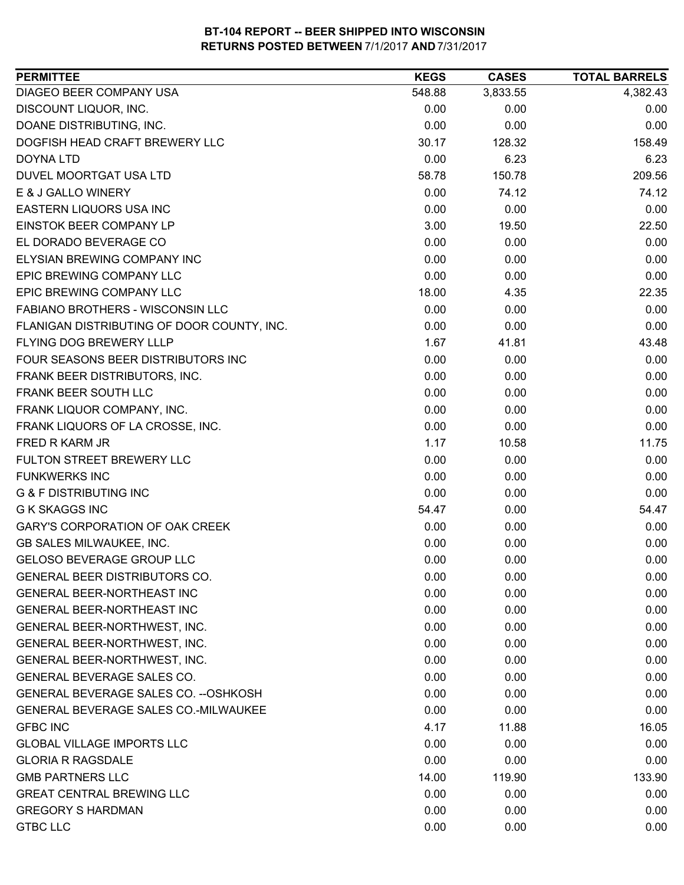# BT-104 REPORT -- BEER SHIPPED INTO WISCONSIN
## RETURNS POSTED BETWEEN 7/1/2017 AND 7/31/2017

| PERMITTEE | KEGS | CASES | TOTAL BARRELS |
|---|---|---|---|
| DIAGEO BEER COMPANY USA | 548.88 | 3,833.55 | 4,382.43 |
| DISCOUNT LIQUOR, INC. | 0.00 | 0.00 | 0.00 |
| DOANE DISTRIBUTING, INC. | 0.00 | 0.00 | 0.00 |
| DOGFISH HEAD CRAFT BREWERY LLC | 30.17 | 128.32 | 158.49 |
| DOYNA LTD | 0.00 | 6.23 | 6.23 |
| DUVEL MOORTGAT USA LTD | 58.78 | 150.78 | 209.56 |
| E & J GALLO WINERY | 0.00 | 74.12 | 74.12 |
| EASTERN LIQUORS USA INC | 0.00 | 0.00 | 0.00 |
| EINSTOK BEER COMPANY LP | 3.00 | 19.50 | 22.50 |
| EL DORADO BEVERAGE CO | 0.00 | 0.00 | 0.00 |
| ELYSIAN BREWING COMPANY INC | 0.00 | 0.00 | 0.00 |
| EPIC BREWING COMPANY LLC | 0.00 | 0.00 | 0.00 |
| EPIC BREWING COMPANY LLC | 18.00 | 4.35 | 22.35 |
| FABIANO BROTHERS - WISCONSIN LLC | 0.00 | 0.00 | 0.00 |
| FLANIGAN DISTRIBUTING OF DOOR COUNTY, INC. | 0.00 | 0.00 | 0.00 |
| FLYING DOG BREWERY LLLP | 1.67 | 41.81 | 43.48 |
| FOUR SEASONS BEER DISTRIBUTORS INC | 0.00 | 0.00 | 0.00 |
| FRANK BEER DISTRIBUTORS, INC. | 0.00 | 0.00 | 0.00 |
| FRANK BEER SOUTH LLC | 0.00 | 0.00 | 0.00 |
| FRANK LIQUOR COMPANY, INC. | 0.00 | 0.00 | 0.00 |
| FRANK LIQUORS OF LA CROSSE, INC. | 0.00 | 0.00 | 0.00 |
| FRED R KARM JR | 1.17 | 10.58 | 11.75 |
| FULTON STREET BREWERY LLC | 0.00 | 0.00 | 0.00 |
| FUNKWERKS INC | 0.00 | 0.00 | 0.00 |
| G & F DISTRIBUTING INC | 0.00 | 0.00 | 0.00 |
| G K SKAGGS INC | 54.47 | 0.00 | 54.47 |
| GARY'S CORPORATION OF OAK CREEK | 0.00 | 0.00 | 0.00 |
| GB SALES MILWAUKEE, INC. | 0.00 | 0.00 | 0.00 |
| GELOSO BEVERAGE GROUP LLC | 0.00 | 0.00 | 0.00 |
| GENERAL BEER DISTRIBUTORS CO. | 0.00 | 0.00 | 0.00 |
| GENERAL BEER-NORTHEAST INC | 0.00 | 0.00 | 0.00 |
| GENERAL BEER-NORTHEAST INC | 0.00 | 0.00 | 0.00 |
| GENERAL BEER-NORTHWEST, INC. | 0.00 | 0.00 | 0.00 |
| GENERAL BEER-NORTHWEST, INC. | 0.00 | 0.00 | 0.00 |
| GENERAL BEER-NORTHWEST, INC. | 0.00 | 0.00 | 0.00 |
| GENERAL BEVERAGE SALES CO. | 0.00 | 0.00 | 0.00 |
| GENERAL BEVERAGE SALES CO. --OSHKOSH | 0.00 | 0.00 | 0.00 |
| GENERAL BEVERAGE SALES CO.-MILWAUKEE | 0.00 | 0.00 | 0.00 |
| GFBC INC | 4.17 | 11.88 | 16.05 |
| GLOBAL VILLAGE IMPORTS LLC | 0.00 | 0.00 | 0.00 |
| GLORIA R RAGSDALE | 0.00 | 0.00 | 0.00 |
| GMB PARTNERS LLC | 14.00 | 119.90 | 133.90 |
| GREAT CENTRAL BREWING LLC | 0.00 | 0.00 | 0.00 |
| GREGORY S HARDMAN | 0.00 | 0.00 | 0.00 |
| GTBC LLC | 0.00 | 0.00 | 0.00 |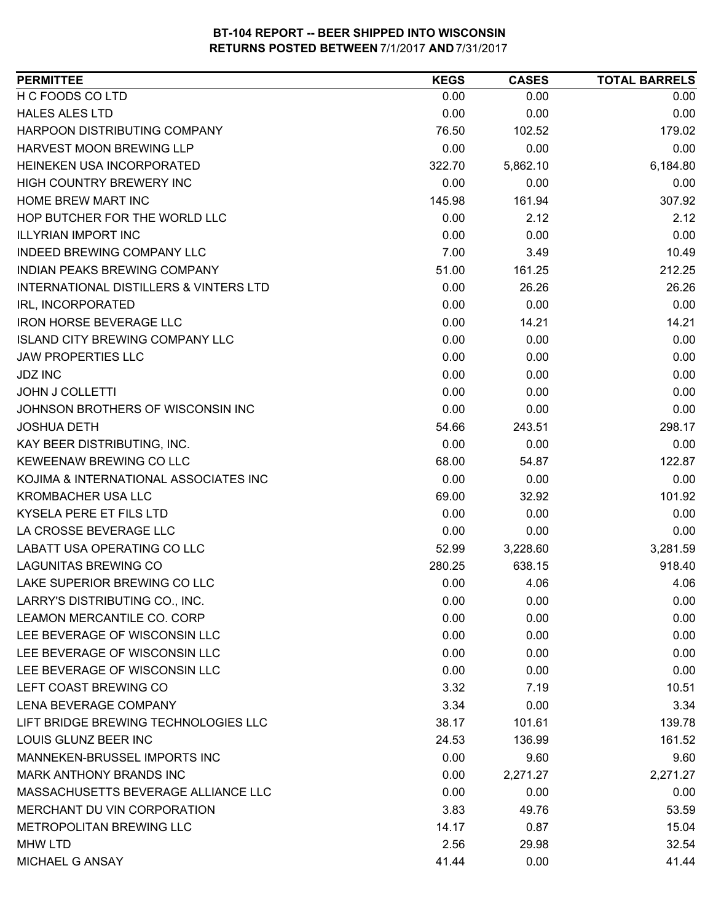**BT-104 REPORT -- BEER SHIPPED INTO WISCONSIN**
**RETURNS POSTED BETWEEN 7/1/2017 AND 7/31/2017**

| PERMITTEE | KEGS | CASES | TOTAL BARRELS |
|---|---|---|---|
| H C FOODS CO LTD | 0.00 | 0.00 | 0.00 |
| HALES ALES LTD | 0.00 | 0.00 | 0.00 |
| HARPOON DISTRIBUTING COMPANY | 76.50 | 102.52 | 179.02 |
| HARVEST MOON BREWING LLP | 0.00 | 0.00 | 0.00 |
| HEINEKEN USA INCORPORATED | 322.70 | 5,862.10 | 6,184.80 |
| HIGH COUNTRY BREWERY INC | 0.00 | 0.00 | 0.00 |
| HOME BREW MART INC | 145.98 | 161.94 | 307.92 |
| HOP BUTCHER FOR THE WORLD LLC | 0.00 | 2.12 | 2.12 |
| ILLYRIAN IMPORT INC | 0.00 | 0.00 | 0.00 |
| INDEED BREWING COMPANY LLC | 7.00 | 3.49 | 10.49 |
| INDIAN PEAKS BREWING COMPANY | 51.00 | 161.25 | 212.25 |
| INTERNATIONAL DISTILLERS & VINTERS LTD | 0.00 | 26.26 | 26.26 |
| IRL, INCORPORATED | 0.00 | 0.00 | 0.00 |
| IRON HORSE BEVERAGE LLC | 0.00 | 14.21 | 14.21 |
| ISLAND CITY BREWING COMPANY LLC | 0.00 | 0.00 | 0.00 |
| JAW PROPERTIES LLC | 0.00 | 0.00 | 0.00 |
| JDZ INC | 0.00 | 0.00 | 0.00 |
| JOHN J COLLETTI | 0.00 | 0.00 | 0.00 |
| JOHNSON BROTHERS OF WISCONSIN INC | 0.00 | 0.00 | 0.00 |
| JOSHUA DETH | 54.66 | 243.51 | 298.17 |
| KAY BEER DISTRIBUTING, INC. | 0.00 | 0.00 | 0.00 |
| KEWEENAW BREWING CO LLC | 68.00 | 54.87 | 122.87 |
| KOJIMA & INTERNATIONAL ASSOCIATES INC | 0.00 | 0.00 | 0.00 |
| KROMBACHER USA LLC | 69.00 | 32.92 | 101.92 |
| KYSELA PERE ET FILS LTD | 0.00 | 0.00 | 0.00 |
| LA CROSSE BEVERAGE LLC | 0.00 | 0.00 | 0.00 |
| LABATT USA OPERATING CO LLC | 52.99 | 3,228.60 | 3,281.59 |
| LAGUNITAS BREWING CO | 280.25 | 638.15 | 918.40 |
| LAKE SUPERIOR BREWING CO LLC | 0.00 | 4.06 | 4.06 |
| LARRY'S DISTRIBUTING CO., INC. | 0.00 | 0.00 | 0.00 |
| LEAMON MERCANTILE CO. CORP | 0.00 | 0.00 | 0.00 |
| LEE BEVERAGE OF WISCONSIN LLC | 0.00 | 0.00 | 0.00 |
| LEE BEVERAGE OF WISCONSIN LLC | 0.00 | 0.00 | 0.00 |
| LEE BEVERAGE OF WISCONSIN LLC | 0.00 | 0.00 | 0.00 |
| LEFT COAST BREWING CO | 3.32 | 7.19 | 10.51 |
| LENA BEVERAGE COMPANY | 3.34 | 0.00 | 3.34 |
| LIFT BRIDGE BREWING TECHNOLOGIES LLC | 38.17 | 101.61 | 139.78 |
| LOUIS GLUNZ BEER INC | 24.53 | 136.99 | 161.52 |
| MANNEKEN-BRUSSEL IMPORTS INC | 0.00 | 9.60 | 9.60 |
| MARK ANTHONY BRANDS INC | 0.00 | 2,271.27 | 2,271.27 |
| MASSACHUSETTS BEVERAGE ALLIANCE LLC | 0.00 | 0.00 | 0.00 |
| MERCHANT DU VIN CORPORATION | 3.83 | 49.76 | 53.59 |
| METROPOLITAN BREWING LLC | 14.17 | 0.87 | 15.04 |
| MHW LTD | 2.56 | 29.98 | 32.54 |
| MICHAEL G ANSAY | 41.44 | 0.00 | 41.44 |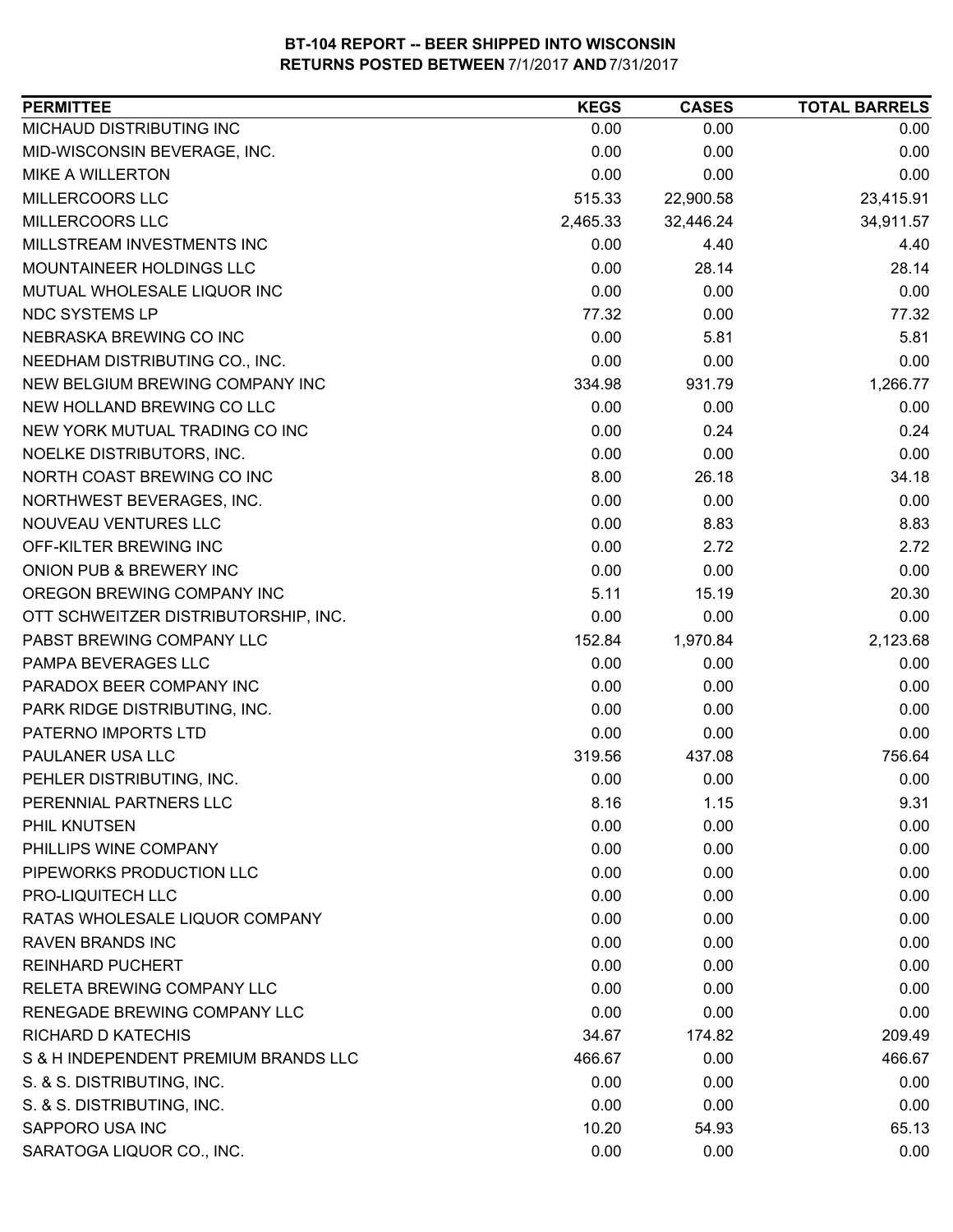# BT-104 REPORT -- BEER SHIPPED INTO WISCONSIN
## RETURNS POSTED BETWEEN 7/1/2017 AND 7/31/2017

| PERMITTEE | KEGS | CASES | TOTAL BARRELS |
|---|---|---|---|
| MICHAUD DISTRIBUTING INC | 0.00 | 0.00 | 0.00 |
| MID-WISCONSIN BEVERAGE, INC. | 0.00 | 0.00 | 0.00 |
| MIKE A WILLERTON | 0.00 | 0.00 | 0.00 |
| MILLERCOORS LLC | 515.33 | 22,900.58 | 23,415.91 |
| MILLERCOORS LLC | 2,465.33 | 32,446.24 | 34,911.57 |
| MILLSTREAM INVESTMENTS INC | 0.00 | 4.40 | 4.40 |
| MOUNTAINEER HOLDINGS LLC | 0.00 | 28.14 | 28.14 |
| MUTUAL WHOLESALE LIQUOR INC | 0.00 | 0.00 | 0.00 |
| NDC SYSTEMS LP | 77.32 | 0.00 | 77.32 |
| NEBRASKA BREWING CO INC | 0.00 | 5.81 | 5.81 |
| NEEDHAM DISTRIBUTING CO., INC. | 0.00 | 0.00 | 0.00 |
| NEW BELGIUM BREWING COMPANY INC | 334.98 | 931.79 | 1,266.77 |
| NEW HOLLAND BREWING CO LLC | 0.00 | 0.00 | 0.00 |
| NEW YORK MUTUAL TRADING CO INC | 0.00 | 0.24 | 0.24 |
| NOELKE DISTRIBUTORS, INC. | 0.00 | 0.00 | 0.00 |
| NORTH COAST BREWING CO INC | 8.00 | 26.18 | 34.18 |
| NORTHWEST BEVERAGES, INC. | 0.00 | 0.00 | 0.00 |
| NOUVEAU VENTURES LLC | 0.00 | 8.83 | 8.83 |
| OFF-KILTER BREWING INC | 0.00 | 2.72 | 2.72 |
| ONION PUB & BREWERY INC | 0.00 | 0.00 | 0.00 |
| OREGON BREWING COMPANY INC | 5.11 | 15.19 | 20.30 |
| OTT SCHWEITZER DISTRIBUTORSHIP, INC. | 0.00 | 0.00 | 0.00 |
| PABST BREWING COMPANY LLC | 152.84 | 1,970.84 | 2,123.68 |
| PAMPA BEVERAGES LLC | 0.00 | 0.00 | 0.00 |
| PARADOX BEER COMPANY INC | 0.00 | 0.00 | 0.00 |
| PARK RIDGE DISTRIBUTING, INC. | 0.00 | 0.00 | 0.00 |
| PATERNO IMPORTS LTD | 0.00 | 0.00 | 0.00 |
| PAULANER USA LLC | 319.56 | 437.08 | 756.64 |
| PEHLER DISTRIBUTING, INC. | 0.00 | 0.00 | 0.00 |
| PERENNIAL PARTNERS LLC | 8.16 | 1.15 | 9.31 |
| PHIL KNUTSEN | 0.00 | 0.00 | 0.00 |
| PHILLIPS WINE COMPANY | 0.00 | 0.00 | 0.00 |
| PIPEWORKS PRODUCTION LLC | 0.00 | 0.00 | 0.00 |
| PRO-LIQUITECH LLC | 0.00 | 0.00 | 0.00 |
| RATAS WHOLESALE LIQUOR COMPANY | 0.00 | 0.00 | 0.00 |
| RAVEN BRANDS INC | 0.00 | 0.00 | 0.00 |
| REINHARD PUCHERT | 0.00 | 0.00 | 0.00 |
| RELETA BREWING COMPANY LLC | 0.00 | 0.00 | 0.00 |
| RENEGADE BREWING COMPANY LLC | 0.00 | 0.00 | 0.00 |
| RICHARD D KATECHIS | 34.67 | 174.82 | 209.49 |
| S & H INDEPENDENT PREMIUM BRANDS LLC | 466.67 | 0.00 | 466.67 |
| S. & S. DISTRIBUTING, INC. | 0.00 | 0.00 | 0.00 |
| S. & S. DISTRIBUTING, INC. | 0.00 | 0.00 | 0.00 |
| SAPPORO USA INC | 10.20 | 54.93 | 65.13 |
| SARATOGA LIQUOR CO., INC. | 0.00 | 0.00 | 0.00 |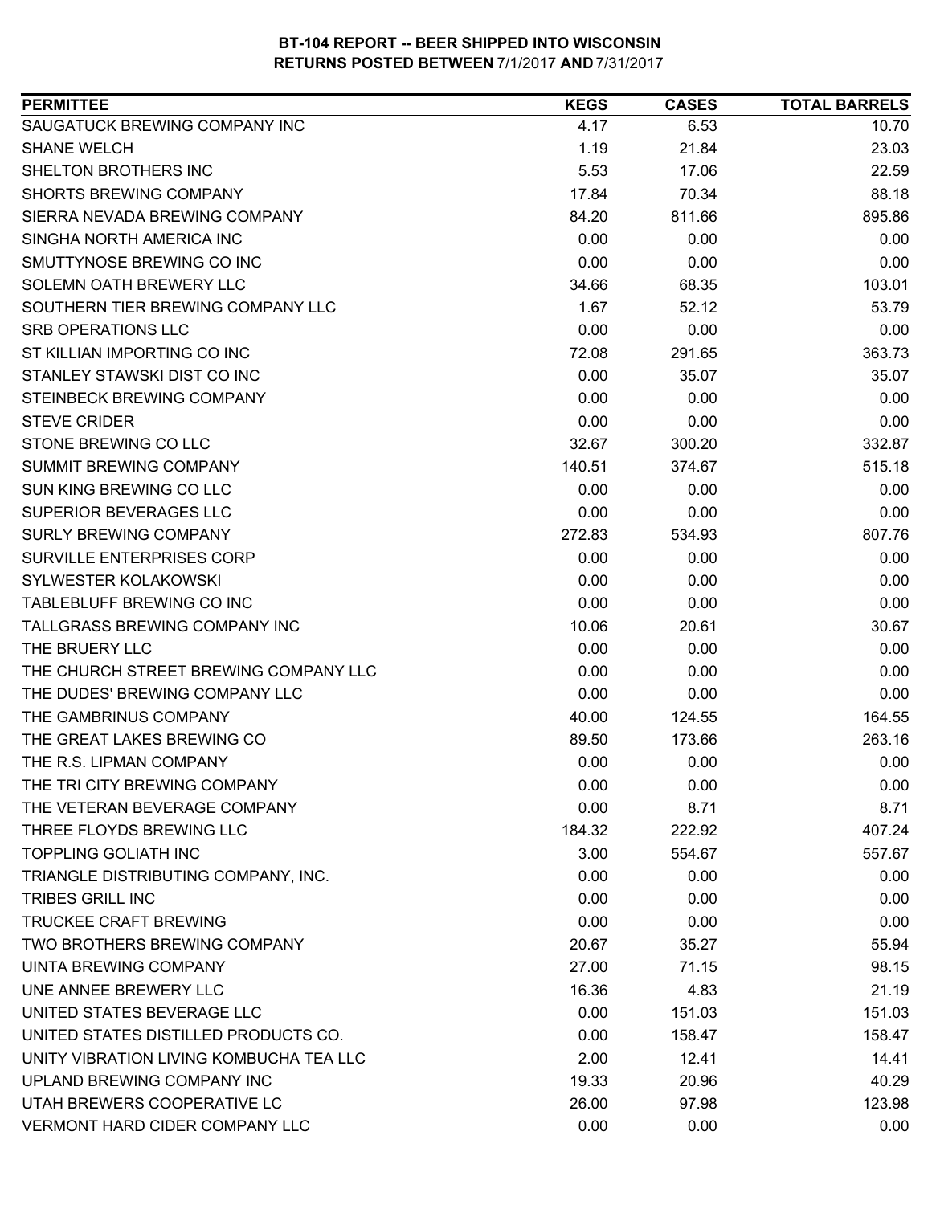**BT-104 REPORT -- BEER SHIPPED INTO WISCONSIN**
**RETURNS POSTED BETWEEN 7/1/2017 AND 7/31/2017**

| PERMITTEE | KEGS | CASES | TOTAL BARRELS |
|---|---|---|---|
| SAUGATUCK BREWING COMPANY INC | 4.17 | 6.53 | 10.70 |
| SHANE WELCH | 1.19 | 21.84 | 23.03 |
| SHELTON BROTHERS INC | 5.53 | 17.06 | 22.59 |
| SHORTS BREWING COMPANY | 17.84 | 70.34 | 88.18 |
| SIERRA NEVADA BREWING COMPANY | 84.20 | 811.66 | 895.86 |
| SINGHA NORTH AMERICA INC | 0.00 | 0.00 | 0.00 |
| SMUTTYNOSE BREWING CO INC | 0.00 | 0.00 | 0.00 |
| SOLEMN OATH BREWERY LLC | 34.66 | 68.35 | 103.01 |
| SOUTHERN TIER BREWING COMPANY LLC | 1.67 | 52.12 | 53.79 |
| SRB OPERATIONS LLC | 0.00 | 0.00 | 0.00 |
| ST KILLIAN IMPORTING CO INC | 72.08 | 291.65 | 363.73 |
| STANLEY STAWSKI DIST CO INC | 0.00 | 35.07 | 35.07 |
| STEINBECK BREWING COMPANY | 0.00 | 0.00 | 0.00 |
| STEVE CRIDER | 0.00 | 0.00 | 0.00 |
| STONE BREWING CO LLC | 32.67 | 300.20 | 332.87 |
| SUMMIT BREWING COMPANY | 140.51 | 374.67 | 515.18 |
| SUN KING BREWING CO LLC | 0.00 | 0.00 | 0.00 |
| SUPERIOR BEVERAGES LLC | 0.00 | 0.00 | 0.00 |
| SURLY BREWING COMPANY | 272.83 | 534.93 | 807.76 |
| SURVILLE ENTERPRISES CORP | 0.00 | 0.00 | 0.00 |
| SYLWESTER KOLAKOWSKI | 0.00 | 0.00 | 0.00 |
| TABLEBLUFF BREWING CO INC | 0.00 | 0.00 | 0.00 |
| TALLGRASS BREWING COMPANY INC | 10.06 | 20.61 | 30.67 |
| THE BRUERY LLC | 0.00 | 0.00 | 0.00 |
| THE CHURCH STREET BREWING COMPANY LLC | 0.00 | 0.00 | 0.00 |
| THE DUDES' BREWING COMPANY LLC | 0.00 | 0.00 | 0.00 |
| THE GAMBRINUS COMPANY | 40.00 | 124.55 | 164.55 |
| THE GREAT LAKES BREWING CO | 89.50 | 173.66 | 263.16 |
| THE R.S. LIPMAN COMPANY | 0.00 | 0.00 | 0.00 |
| THE TRI CITY BREWING COMPANY | 0.00 | 0.00 | 0.00 |
| THE VETERAN BEVERAGE COMPANY | 0.00 | 8.71 | 8.71 |
| THREE FLOYDS BREWING LLC | 184.32 | 222.92 | 407.24 |
| TOPPLING GOLIATH INC | 3.00 | 554.67 | 557.67 |
| TRIANGLE DISTRIBUTING COMPANY, INC. | 0.00 | 0.00 | 0.00 |
| TRIBES GRILL INC | 0.00 | 0.00 | 0.00 |
| TRUCKEE CRAFT BREWING | 0.00 | 0.00 | 0.00 |
| TWO BROTHERS BREWING COMPANY | 20.67 | 35.27 | 55.94 |
| UINTA BREWING COMPANY | 27.00 | 71.15 | 98.15 |
| UNE ANNEE BREWERY LLC | 16.36 | 4.83 | 21.19 |
| UNITED STATES BEVERAGE LLC | 0.00 | 151.03 | 151.03 |
| UNITED STATES DISTILLED PRODUCTS CO. | 0.00 | 158.47 | 158.47 |
| UNITY VIBRATION LIVING KOMBUCHA TEA LLC | 2.00 | 12.41 | 14.41 |
| UPLAND BREWING COMPANY INC | 19.33 | 20.96 | 40.29 |
| UTAH BREWERS COOPERATIVE LC | 26.00 | 97.98 | 123.98 |
| VERMONT HARD CIDER COMPANY LLC | 0.00 | 0.00 | 0.00 |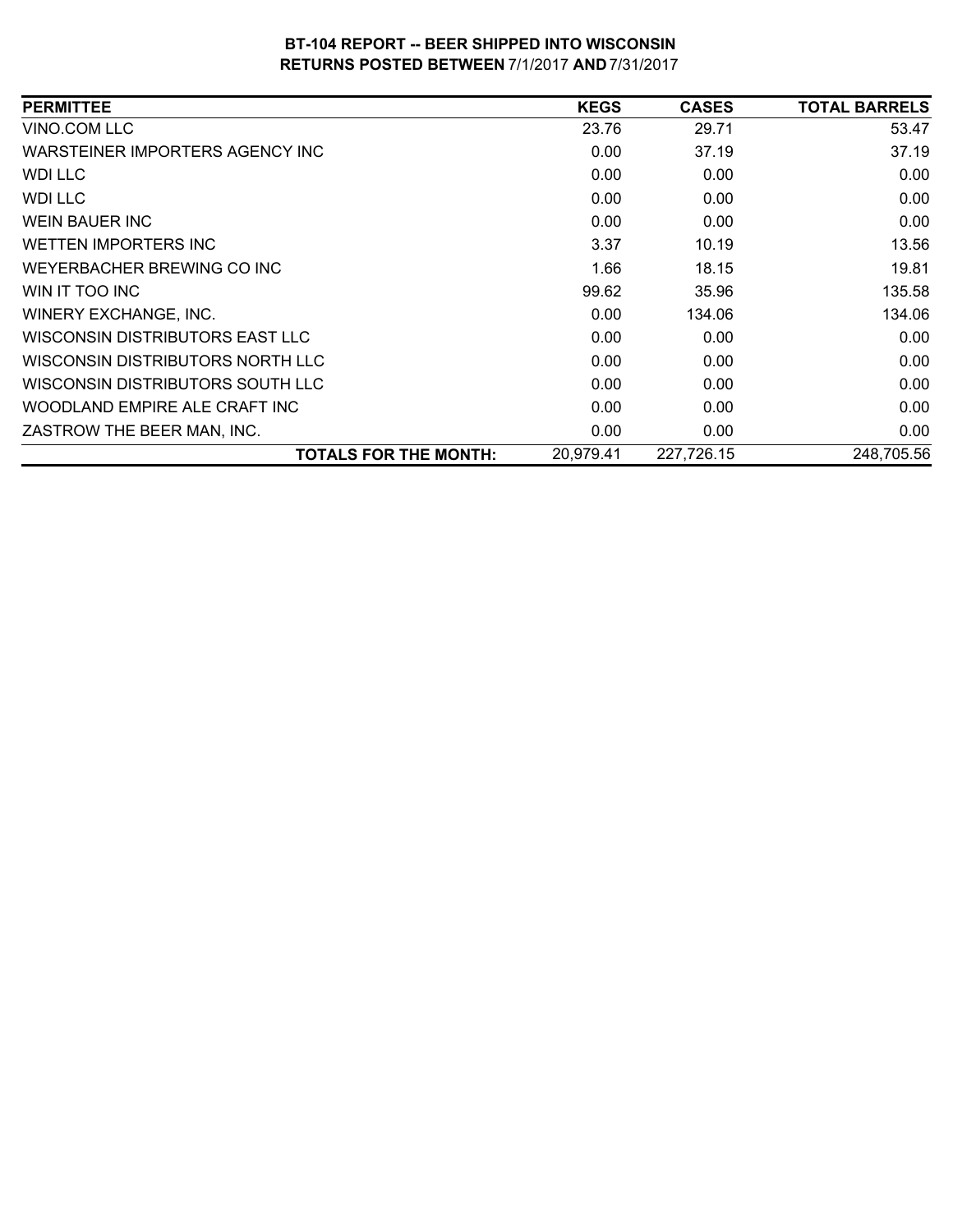**BT-104 REPORT -- BEER SHIPPED INTO WISCONSIN**
**RETURNS POSTED BETWEEN** 7/1/2017 **AND** 7/31/2017

| PERMITTEE | KEGS | CASES | TOTAL BARRELS |
|---|---|---|---|
| VINO.COM LLC | 23.76 | 29.71 | 53.47 |
| WARSTEINER IMPORTERS AGENCY INC | 0.00 | 37.19 | 37.19 |
| WDI LLC | 0.00 | 0.00 | 0.00 |
| WDI LLC | 0.00 | 0.00 | 0.00 |
| WEIN BAUER INC | 0.00 | 0.00 | 0.00 |
| WETTEN IMPORTERS INC | 3.37 | 10.19 | 13.56 |
| WEYERBACHER BREWING CO INC | 1.66 | 18.15 | 19.81 |
| WIN IT TOO INC | 99.62 | 35.96 | 135.58 |
| WINERY EXCHANGE, INC. | 0.00 | 134.06 | 134.06 |
| WISCONSIN DISTRIBUTORS EAST LLC | 0.00 | 0.00 | 0.00 |
| WISCONSIN DISTRIBUTORS NORTH LLC | 0.00 | 0.00 | 0.00 |
| WISCONSIN DISTRIBUTORS SOUTH LLC | 0.00 | 0.00 | 0.00 |
| WOODLAND EMPIRE ALE CRAFT INC | 0.00 | 0.00 | 0.00 |
| ZASTROW THE BEER MAN, INC. | 0.00 | 0.00 | 0.00 |
| **TOTALS FOR THE MONTH:** | 20,979.41 | 227,726.15 | 248,705.56 |